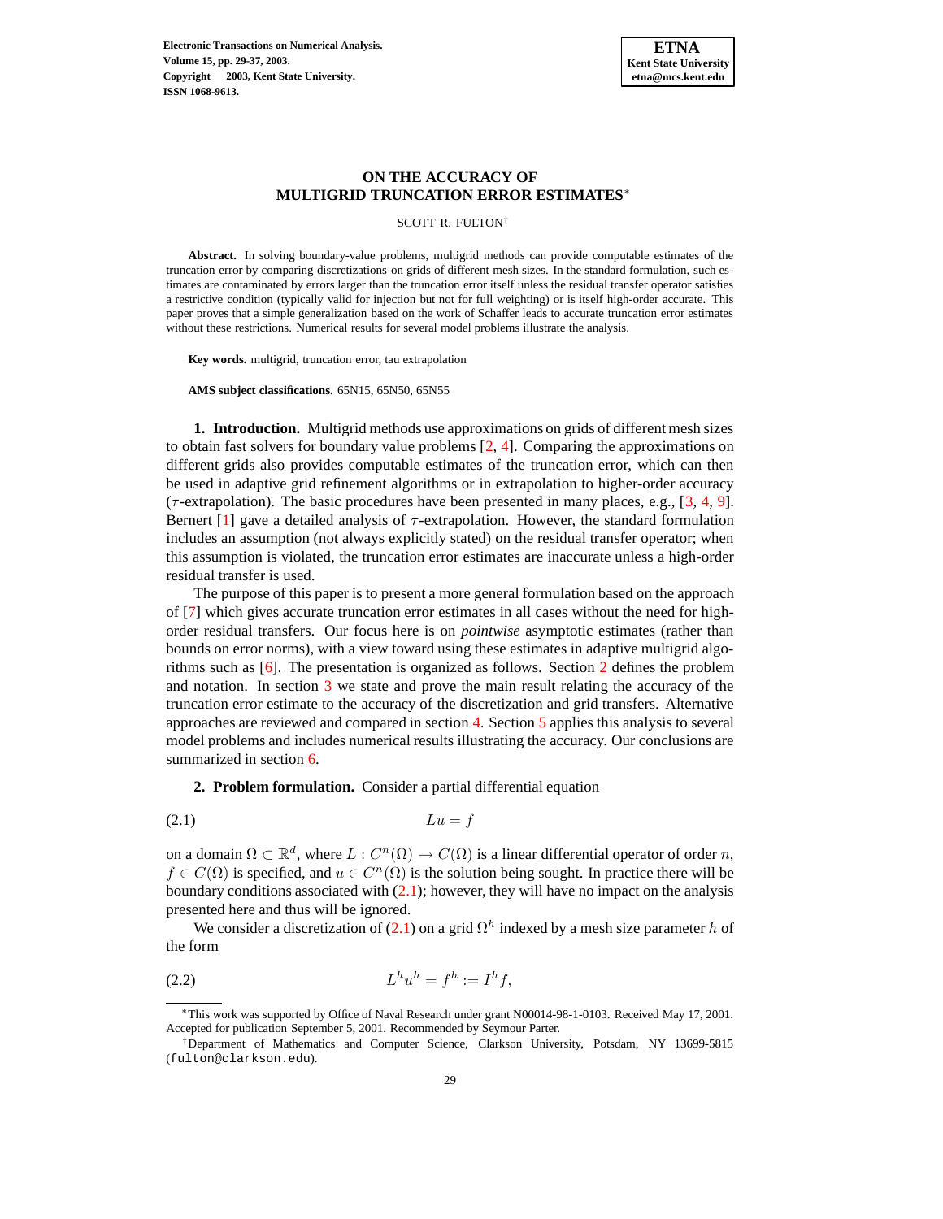# ON THE ACCURACY OF MULTIGRID TRUNCATION ERROR ESTIMATES*

SCOTT R. FULTON†

**Abstract.** In solving boundary-value problems, multigrid methods can provide computable estimates of the truncation error by comparing discretizations on grids of different mesh sizes. In the standard formulation, such estimates are contaminated by errors larger than the truncation error itself unless the residual transfer operator satisfies a restrictive condition (typically valid for injection but not for full weighting) or is itself high-order accurate. This paper proves that a simple generalization based on the work of Schaffer leads to accurate truncation error estimates without these restrictions. Numerical results for several model problems illustrate the analysis.

**Key words.** multigrid, truncation error, tau extrapolation

**AMS subject classifications.** 65N15, 65N50, 65N55

**1. Introduction.** Multigrid methods use approximations on grids of different mesh sizes to obtain fast solvers for boundary value problems [2, 4]. Comparing the approximations on different grids also provides computable estimates of the truncation error, which can then be used in adaptive grid refinement algorithms or in extrapolation to higher-order accuracy ($\tau$-extrapolation). The basic procedures have been presented in many places, e.g., [3, 4, 9]. Bernert [1] gave a detailed analysis of $\tau$-extrapolation. However, the standard formulation includes an assumption (not always explicitly stated) on the residual transfer operator; when this assumption is violated, the truncation error estimates are inaccurate unless a high-order residual transfer is used.

The purpose of this paper is to present a more general formulation based on the approach of [7] which gives accurate truncation error estimates in all cases without the need for high-order residual transfers. Our focus here is on *pointwise* asymptotic estimates (rather than bounds on error norms), with a view toward using these estimates in adaptive multigrid algorithms such as [6]. The presentation is organized as follows. Section 2 defines the problem and notation. In section 3 we state and prove the main result relating the accuracy of the truncation error estimate to the accuracy of the discretization and grid transfers. Alternative approaches are reviewed and compared in section 4. Section 5 applies this analysis to several model problems and includes numerical results illustrating the accuracy. Our conclusions are summarized in section 6.

**2. Problem formulation.** Consider a partial differential equation

$$Lu = f \tag{2.1}$$

on a domain $\Omega \subset \mathbb{R}^d$, where $L : C^n(\Omega) \to C(\Omega)$ is a linear differential operator of order $n$, $f \in C(\Omega)$ is specified, and $u \in C^n(\Omega)$ is the solution being sought. In practice there will be boundary conditions associated with (2.1); however, they will have no impact on the analysis presented here and thus will be ignored.

We consider a discretization of (2.1) on a grid $\Omega^h$ indexed by a mesh size parameter $h$ of the form

$$L^h u^h = f^h := I^h f, \tag{2.2}$$

*This work was supported by Office of Naval Research under grant N00014-98-1-0103. Received May 17, 2001. Accepted for publication September 5, 2001. Recommended by Seymour Parter.

†Department of Mathematics and Computer Science, Clarkson University, Potsdam, NY 13699-5815 (fulton@clarkson.edu).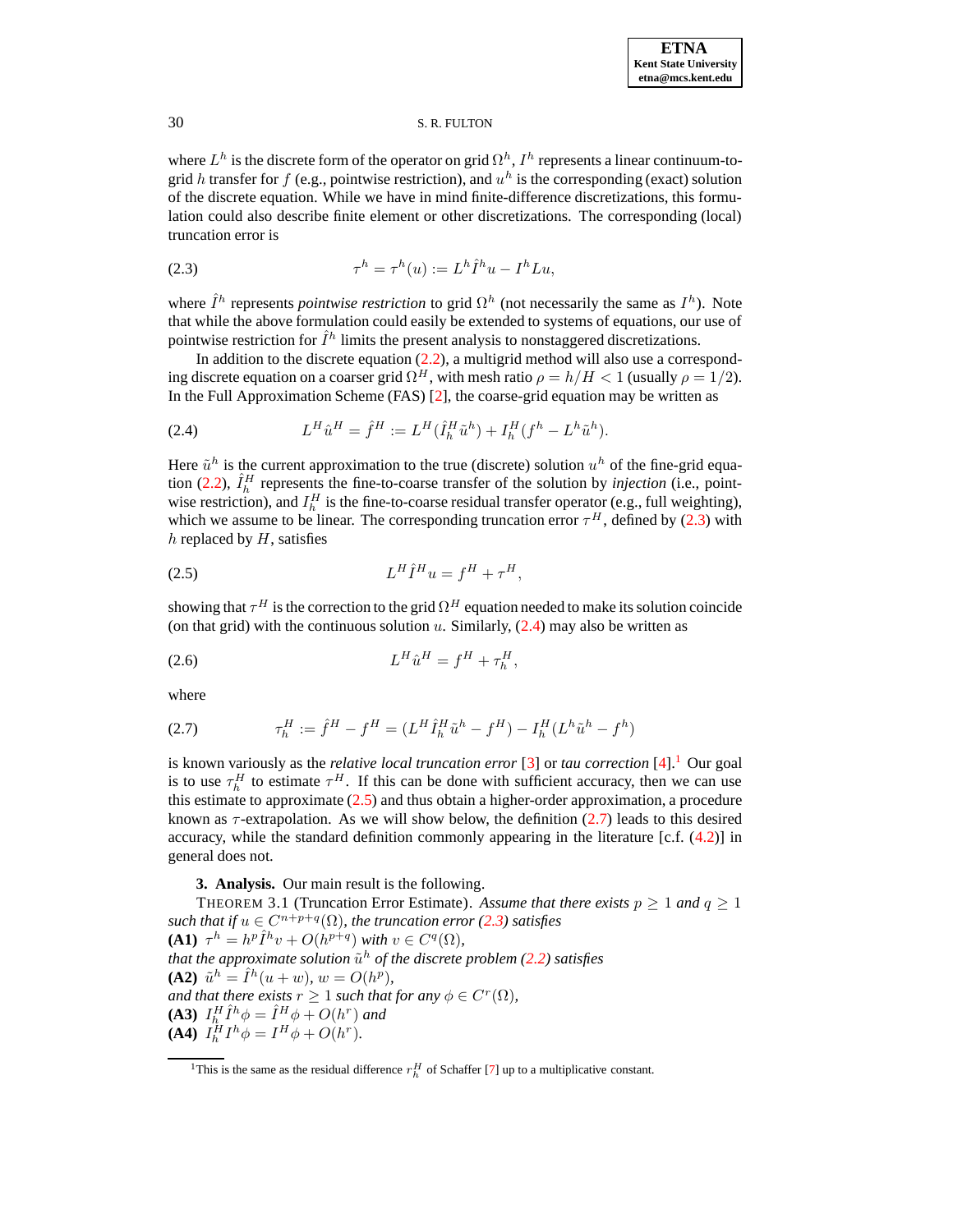where $L^h$ is the discrete form of the operator on grid $\Omega^h$, $I^h$ represents a linear continuum-to-grid $h$ transfer for $f$ (e.g., pointwise restriction), and $u^h$ is the corresponding (exact) solution of the discrete equation. While we have in mind finite-difference discretizations, this formulation could also describe finite element or other discretizations. The corresponding (local) truncation error is

$$\tau^h = \tau^h(u) := L^h \hat{I}^h u - I^h L u, \tag{2.3}$$

where $\hat{I}^h$ represents *pointwise restriction* to grid $\Omega^h$ (not necessarily the same as $I^h$). Note that while the above formulation could easily be extended to systems of equations, our use of pointwise restriction for $\hat{I}^h$ limits the present analysis to nonstaggered discretizations.

In addition to the discrete equation (2.2), a multigrid method will also use a corresponding discrete equation on a coarser grid $\Omega^H$, with mesh ratio $\rho = h/H < 1$ (usually $\rho = 1/2$). In the Full Approximation Scheme (FAS) [2], the coarse-grid equation may be written as

$$L^H \hat{u}^H = \hat{f}^H := L^H(\hat{I}_h^H \tilde{u}^h) + I_h^H(f^h - L^h \tilde{u}^h). \tag{2.4}$$

Here $\tilde{u}^h$ is the current approximation to the true (discrete) solution $u^h$ of the fine-grid equation (2.2), $\hat{I}_h^H$ represents the fine-to-coarse transfer of the solution by *injection* (i.e., pointwise restriction), and $I_h^H$ is the fine-to-coarse residual transfer operator (e.g., full weighting), which we assume to be linear. The corresponding truncation error $\tau^H$, defined by (2.3) with $h$ replaced by $H$, satisfies

$$L^H \hat{I}^H u = f^H + \tau^H, \tag{2.5}$$

showing that $\tau^H$ is the correction to the grid $\Omega^H$ equation needed to make its solution coincide (on that grid) with the continuous solution $u$. Similarly, (2.4) may also be written as

$$L^H \hat{u}^H = f^H + \tau_h^H, \tag{2.6}$$

where

$$\tau_h^H := \hat{f}^H - f^H = (L^H \hat{I}_h^H \tilde{u}^h - f^H) - I_h^H(L^h \tilde{u}^h - f^h) \tag{2.7}$$

is known variously as the *relative local truncation error* [3] or *tau correction* [4].[1] Our goal is to use $\tau_h^H$ to estimate $\tau^H$. If this can be done with sufficient accuracy, then we can use this estimate to approximate (2.5) and thus obtain a higher-order approximation, a procedure known as $\tau$-extrapolation. As we will show below, the definition (2.7) leads to this desired accuracy, while the standard definition commonly appearing in the literature [c.f. (4.2)] in general does not.

## 3. Analysis.

Our main result is the following.

THEOREM 3.1 (Truncation Error Estimate). *Assume that there exists $p \geq 1$ and $q \geq 1$ such that if $u \in C^{n+p+q}(\Omega)$, the truncation error (2.3) satisfies*
**(A1)** $\tau^h = h^p \hat{I}^h v + O(h^{p+q})$ *with* $v \in C^q(\Omega)$,
*that the approximate solution $\tilde{u}^h$ of the discrete problem (2.2) satisfies*
**(A2)** $\tilde{u}^h = \hat{I}^h(u + w)$, $w = O(h^p)$,
*and that there exists $r \geq 1$ such that for any $\phi \in C^r(\Omega)$,*
**(A3)** $I_h^H \hat{I}^h \phi = \hat{I}^H \phi + O(h^r)$ *and*
**(A4)** $I_h^H I^h \phi = I^H \phi + O(h^r)$.

[1] This is the same as the residual difference $r_h^H$ of Schaffer [7] up to a multiplicative constant.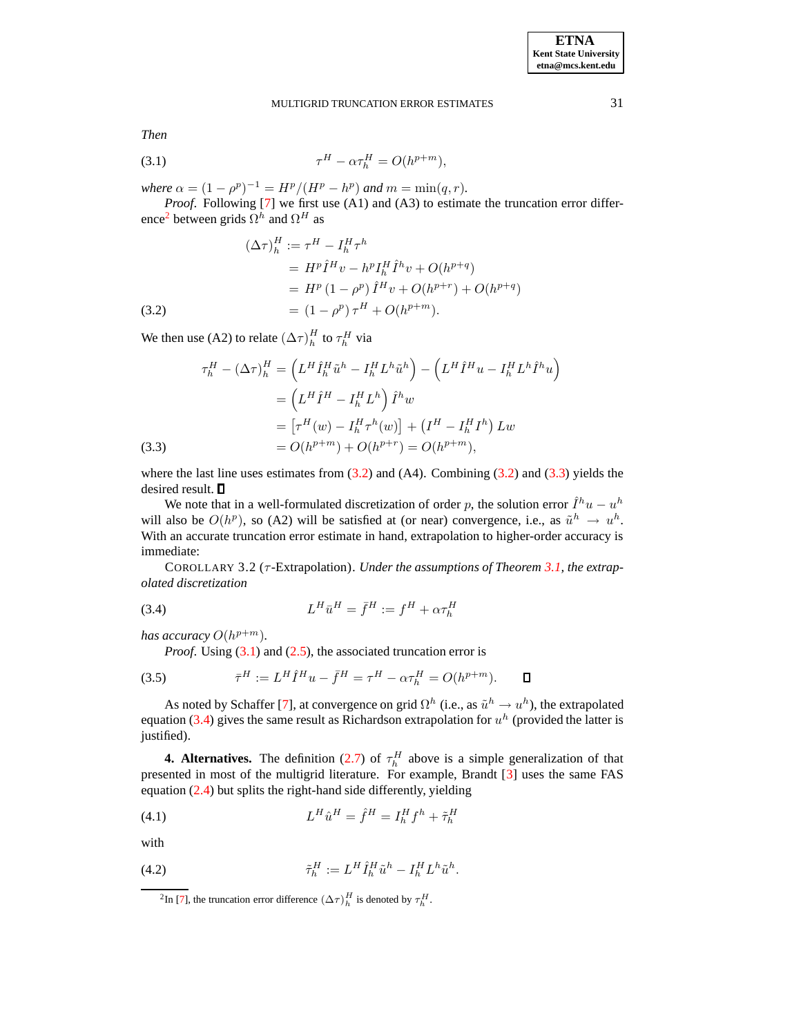*Then*

$$\tau^H - \alpha\tau_h^H = O(h^{p+m}), \tag{3.1}$$

*where* $\alpha = (1-\rho^p)^{-1} = H^p/(H^p - h^p)$ *and* $m = \min(q, r)$.

*Proof.* Following [7] we first use (A1) and (A3) to estimate the truncation error difference[2] between grids $\Omega^h$ and $\Omega^H$ as

$$\begin{aligned}
(\Delta\tau)_h^H &:= \tau^H - I_h^H \tau^h \\
&= H^p \hat{I}^H v - h^p I_h^H \hat{I}^h v + O(h^{p+q}) \\
&= H^p (1-\rho^p) \hat{I}^H v + O(h^{p+r}) + O(h^{p+q}) \\
&= (1-\rho^p)\tau^H + O(h^{p+m}).
\end{aligned} \tag{3.2}$$

We then use (A2) to relate $(\Delta\tau)_h^H$ to $\tau_h^H$ via

$$\begin{aligned}
\tau_h^H - (\Delta\tau)_h^H &= \left(L^H \hat{I}_h^H \tilde{u}^h - I_h^H L^h \tilde{u}^h\right) - \left(L^H \hat{I}^H u - I_h^H L^h \hat{I}^h u\right) \\
&= \left(L^H \hat{I}^H - I_h^H L^h\right) \hat{I}^h w \\
&= \left[\tau^H(w) - I_h^H \tau^h(w)\right] + \left(I^H - I_h^H I^h\right) Lw \\
&= O(h^{p+m}) + O(h^{p+r}) = O(h^{p+m}),
\end{aligned} \tag{3.3}$$

where the last line uses estimates from (3.2) and (A4). Combining (3.2) and (3.3) yields the desired result. ∎

We note that in a well-formulated discretization of order $p$, the solution error $\hat{I}^h u - u^h$ will also be $O(h^p)$, so (A2) will be satisfied at (or near) convergence, i.e., as $\tilde{u}^h \to u^h$. With an accurate truncation error estimate in hand, extrapolation to higher-order accuracy is immediate:

COROLLARY 3.2 ($\tau$-Extrapolation). *Under the assumptions of Theorem 3.1, the extrapolated discretization*

$$L^H \bar{u}^H = \bar{f}^H := f^H + \alpha\tau_h^H \tag{3.4}$$

*has accuracy* $O(h^{p+m})$.

*Proof.* Using (3.1) and (2.5), the associated truncation error is

$$\bar{\tau}^H := L^H \hat{I}^H u - \bar{f}^H = \tau^H - \alpha\tau_h^H = O(h^{p+m}). \tag{3.5}$$ ∎

As noted by Schaffer [7], at convergence on grid $\Omega^h$ (i.e., as $\tilde{u}^h \to u^h$), the extrapolated equation (3.4) gives the same result as Richardson extrapolation for $u^h$ (provided the latter is justified).

**4. Alternatives.** The definition (2.7) of $\tau_h^H$ above is a simple generalization of that presented in most of the multigrid literature. For example, Brandt [3] uses the same FAS equation (2.4) but splits the right-hand side differently, yielding

$$L^H \hat{u}^H = \hat{f}^H = I_h^H f^h + \tilde{\tau}_h^H \tag{4.1}$$

with

$$\tilde{\tau}_h^H := L^H \hat{I}_h^H \tilde{u}^h - I_h^H L^h \tilde{u}^h. \tag{4.2}$$

[2] In [7], the truncation error difference $(\Delta\tau)_h^H$ is denoted by $\tau_h^H$.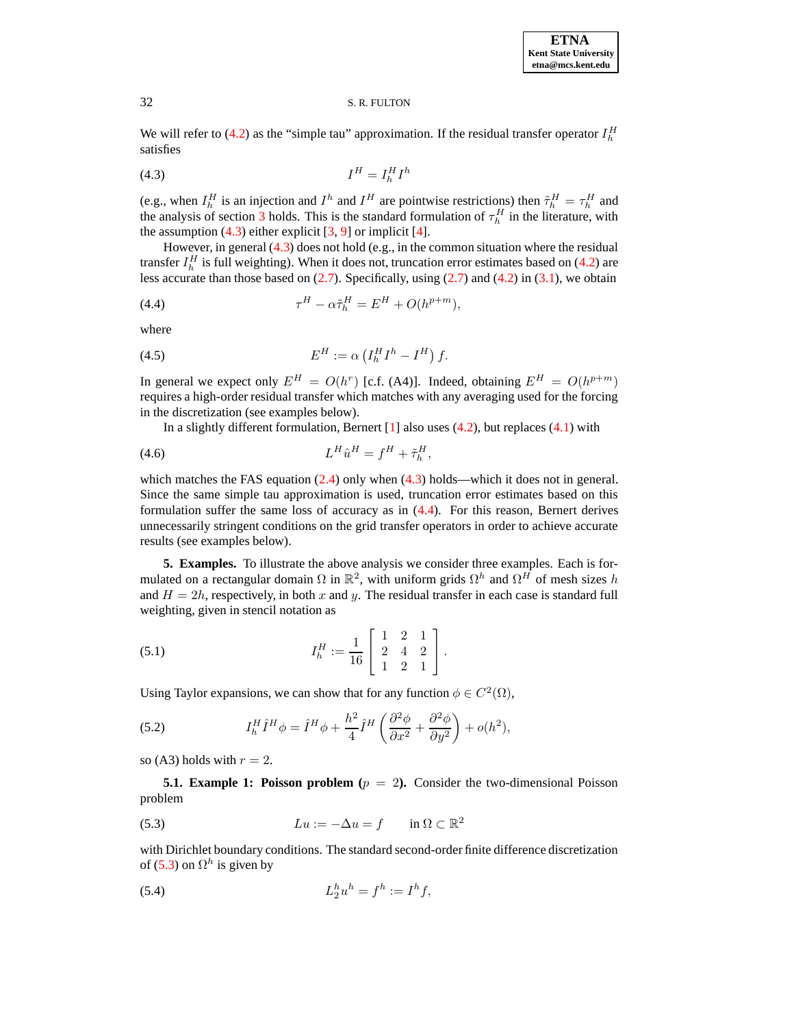We will refer to (4.2) as the "simple tau" approximation. If the residual transfer operator $I_h^H$ satisfies

$$I^H = I_h^H I^h \tag{4.3}$$

(e.g., when $I_h^H$ is an injection and $I^h$ and $I^H$ are pointwise restrictions) then $\tilde{\tau}_h^H = \tau_h^H$ and the analysis of section 3 holds. This is the standard formulation of $\tau_h^H$ in the literature, with the assumption (4.3) either explicit [3, 9] or implicit [4].

However, in general (4.3) does not hold (e.g., in the common situation where the residual transfer $I_h^H$ is full weighting). When it does not, truncation error estimates based on (4.2) are less accurate than those based on (2.7). Specifically, using (2.7) and (4.2) in (3.1), we obtain

$$\tau^H - \alpha \tilde{\tau}_h^H = E^H + O(h^{p+m}), \tag{4.4}$$

where

$$E^H := \alpha \left( I_h^H I^h - I^H \right) f. \tag{4.5}$$

In general we expect only $E^H = O(h^r)$ [c.f. (A4)]. Indeed, obtaining $E^H = O(h^{p+m})$ requires a high-order residual transfer which matches with any averaging used for the forcing in the discretization (see examples below).

In a slightly different formulation, Bernert [1] also uses (4.2), but replaces (4.1) with

$$L^H \hat{u}^H = f^H + \tilde{\tau}_h^H, \tag{4.6}$$

which matches the FAS equation (2.4) only when (4.3) holds—which it does not in general. Since the same simple tau approximation is used, truncation error estimates based on this formulation suffer the same loss of accuracy as in (4.4). For this reason, Bernert derives unnecessarily stringent conditions on the grid transfer operators in order to achieve accurate results (see examples below).

## 5. Examples.

To illustrate the above analysis we consider three examples. Each is formulated on a rectangular domain $\Omega$ in $\mathbb{R}^2$, with uniform grids $\Omega^h$ and $\Omega^H$ of mesh sizes $h$ and $H = 2h$, respectively, in both $x$ and $y$. The residual transfer in each case is standard full weighting, given in stencil notation as

$$I_h^H := \frac{1}{16} \begin{bmatrix} 1 & 2 & 1 \\ 2 & 4 & 2 \\ 1 & 2 & 1 \end{bmatrix}. \tag{5.1}$$

Using Taylor expansions, we can show that for any function $\phi \in C^2(\Omega)$,

$$I_h^H \hat{I}^H \phi = \hat{I}^H \phi + \frac{h^2}{4} \hat{I}^H \left( \frac{\partial^2 \phi}{\partial x^2} + \frac{\partial^2 \phi}{\partial y^2} \right) + o(h^2), \tag{5.2}$$

so (A3) holds with $r = 2$.

### 5.1. Example 1: Poisson problem ($p = 2$).

Consider the two-dimensional Poisson problem

$$Lu := -\Delta u = f \qquad \text{in } \Omega \subset \mathbb{R}^2 \tag{5.3}$$

with Dirichlet boundary conditions. The standard second-order finite difference discretization of (5.3) on $\Omega^h$ is given by

$$L_2^h u^h = f^h := I^h f, \tag{5.4}$$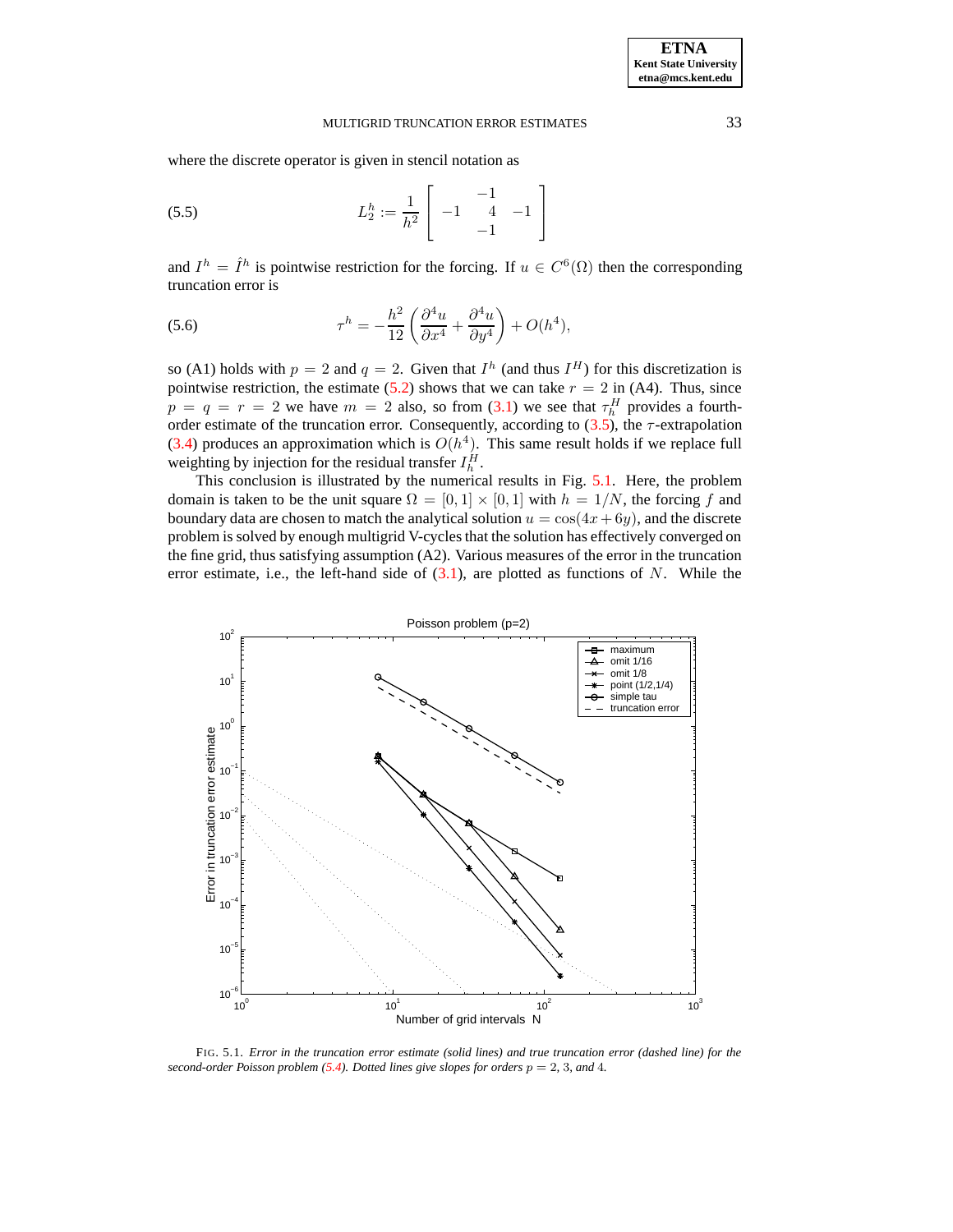where the discrete operator is given in stencil notation as

$$L_2^h := \frac{1}{h^2}\begin{bmatrix} & -1 & \\ -1 & 4 & -1 \\ & -1 & \end{bmatrix} \tag{5.5}$$

and $I^h = \hat{I}^h$ is pointwise restriction for the forcing. If $u \in C^6(\Omega)$ then the corresponding truncation error is

$$\tau^h = -\frac{h^2}{12}\left(\frac{\partial^4 u}{\partial x^4} + \frac{\partial^4 u}{\partial y^4}\right) + O(h^4), \tag{5.6}$$

so (A1) holds with $p = 2$ and $q = 2$. Given that $I^h$ (and thus $I^H$) for this discretization is pointwise restriction, the estimate (5.2) shows that we can take $r = 2$ in (A4). Thus, since $p = q = r = 2$ we have $m = 2$ also, so from (3.1) we see that $\tau_h^H$ provides a fourth-order estimate of the truncation error. Consequently, according to (3.5), the $\tau$-extrapolation (3.4) produces an approximation which is $O(h^4)$. This same result holds if we replace full weighting by injection for the residual transfer $I_h^H$.

This conclusion is illustrated by the numerical results in Fig. 5.1. Here, the problem domain is taken to be the unit square $\Omega = [0,1] \times [0,1]$ with $h = 1/N$, the forcing $f$ and boundary data are chosen to match the analytical solution $u = \cos(4x + 6y)$, and the discrete problem is solved by enough multigrid V-cycles that the solution has effectively converged on the fine grid, thus satisfying assumption (A2). Various measures of the error in the truncation error estimate, i.e., the left-hand side of (3.1), are plotted as functions of $N$. While the

FIG. 5.1. *Error in the truncation error estimate (solid lines) and true truncation error (dashed line) for the second-order Poisson problem (5.4). Dotted lines give slopes for orders $p = 2$, 3, and 4.*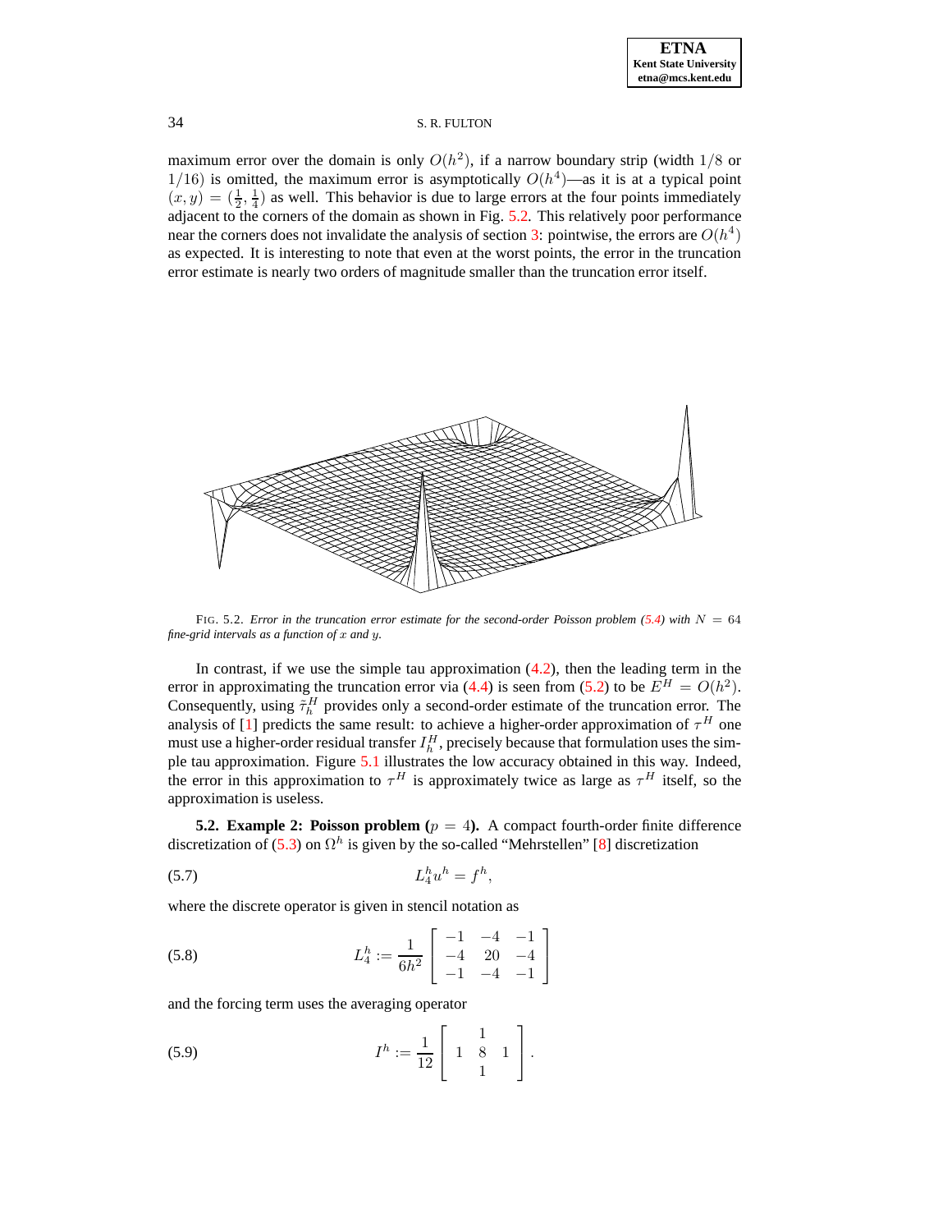maximum error over the domain is only $O(h^2)$, if a narrow boundary strip (width $1/8$ or $1/16$) is omitted, the maximum error is asymptotically $O(h^4)$—as it is at a typical point $(x, y) = (\frac{1}{2}, \frac{1}{4})$ as well. This behavior is due to large errors at the four points immediately adjacent to the corners of the domain as shown in Fig. 5.2. This relatively poor performance near the corners does not invalidate the analysis of section 3: pointwise, the errors are $O(h^4)$ as expected. It is interesting to note that even at the worst points, the error in the truncation error estimate is nearly two orders of magnitude smaller than the truncation error itself.

FIG. 5.2. *Error in the truncation error estimate for the second-order Poisson problem (5.4) with $N = 64$ fine-grid intervals as a function of $x$ and $y$.*

In contrast, if we use the simple tau approximation (4.2), then the leading term in the error in approximating the truncation error via (4.4) is seen from (5.2) to be $E^H = O(h^2)$. Consequently, using $\tilde{\tau}_h^H$ provides only a second-order estimate of the truncation error. The analysis of [1] predicts the same result: to achieve a higher-order approximation of $\tau^H$ one must use a higher-order residual transfer $I_h^H$, precisely because that formulation uses the simple tau approximation. Figure 5.1 illustrates the low accuracy obtained in this way. Indeed, the error in this approximation to $\tau^H$ is approximately twice as large as $\tau^H$ itself, so the approximation is useless.

**5.2. Example 2: Poisson problem ($p = 4$).** A compact fourth-order finite difference discretization of (5.3) on $\Omega^h$ is given by the so-called "Mehrstellen" [8] discretization

$$L_4^h u^h = f^h, \tag{5.7}$$

where the discrete operator is given in stencil notation as

$$L_4^h := \frac{1}{6h^2} \begin{bmatrix} -1 & -4 & -1 \\ -4 & 20 & -4 \\ -1 & -4 & -1 \end{bmatrix} \tag{5.8}$$

and the forcing term uses the averaging operator

$$I^h := \frac{1}{12} \begin{bmatrix} & 1 & \\ 1 & 8 & 1 \\ & 1 & \end{bmatrix}. \tag{5.9}$$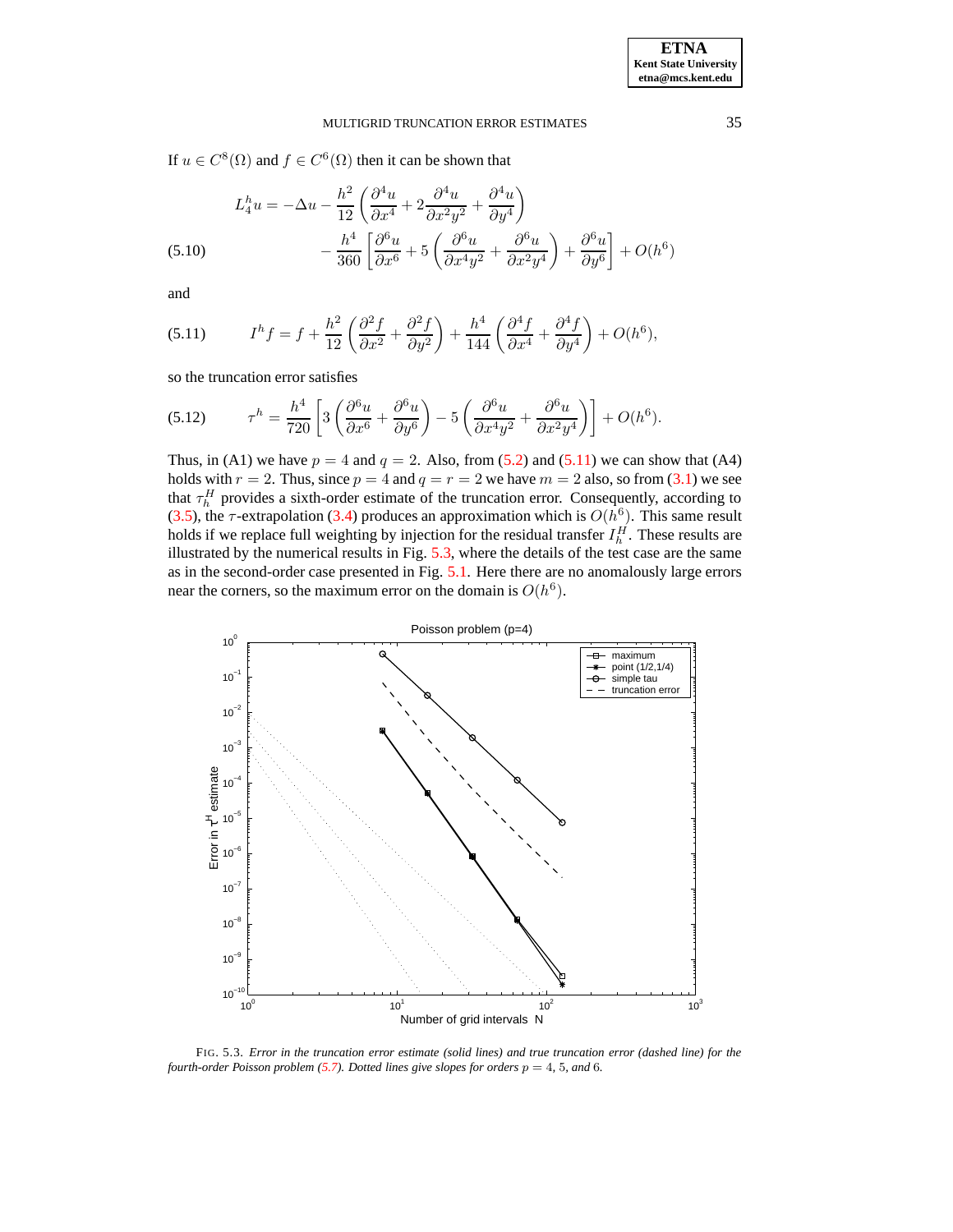If $u \in C^8(\Omega)$ and $f \in C^6(\Omega)$ then it can be shown that

$$
\begin{aligned}
L_4^h u = -\Delta u &- \frac{h^2}{12}\left(\frac{\partial^4 u}{\partial x^4} + 2\frac{\partial^4 u}{\partial x^2 y^2} + \frac{\partial^4 u}{\partial y^4}\right) \\
&- \frac{h^4}{360}\left[\frac{\partial^6 u}{\partial x^6} + 5\left(\frac{\partial^6 u}{\partial x^4 y^2} + \frac{\partial^6 u}{\partial x^2 y^4}\right) + \frac{\partial^6 u}{\partial y^6}\right] + O(h^6)
\end{aligned} \tag{5.10}
$$

and

$$
I^h f = f + \frac{h^2}{12}\left(\frac{\partial^2 f}{\partial x^2} + \frac{\partial^2 f}{\partial y^2}\right) + \frac{h^4}{144}\left(\frac{\partial^4 f}{\partial x^4} + \frac{\partial^4 f}{\partial y^4}\right) + O(h^6), \tag{5.11}
$$

so the truncation error satisfies

$$
\tau^h = \frac{h^4}{720}\left[3\left(\frac{\partial^6 u}{\partial x^6} + \frac{\partial^6 u}{\partial y^6}\right) - 5\left(\frac{\partial^6 u}{\partial x^4 y^2} + \frac{\partial^6 u}{\partial x^2 y^4}\right)\right] + O(h^6). \tag{5.12}
$$

Thus, in (A1) we have $p = 4$ and $q = 2$. Also, from (5.2) and (5.11) we can show that (A4) holds with $r = 2$. Thus, since $p = 4$ and $q = r = 2$ we have $m = 2$ also, so from (3.1) we see that $\tau_h^H$ provides a sixth-order estimate of the truncation error. Consequently, according to (3.5), the $\tau$-extrapolation (3.4) produces an approximation which is $O(h^6)$. This same result holds if we replace full weighting by injection for the residual transfer $I_h^H$. These results are illustrated by the numerical results in Fig. 5.3, where the details of the test case are the same as in the second-order case presented in Fig. 5.1. Here there are no anomalously large errors near the corners, so the maximum error on the domain is $O(h^6)$.

FIG. 5.3. *Error in the truncation error estimate (solid lines) and true truncation error (dashed line) for the fourth-order Poisson problem (5.7). Dotted lines give slopes for orders* $p = 4$, $5$, *and* $6$.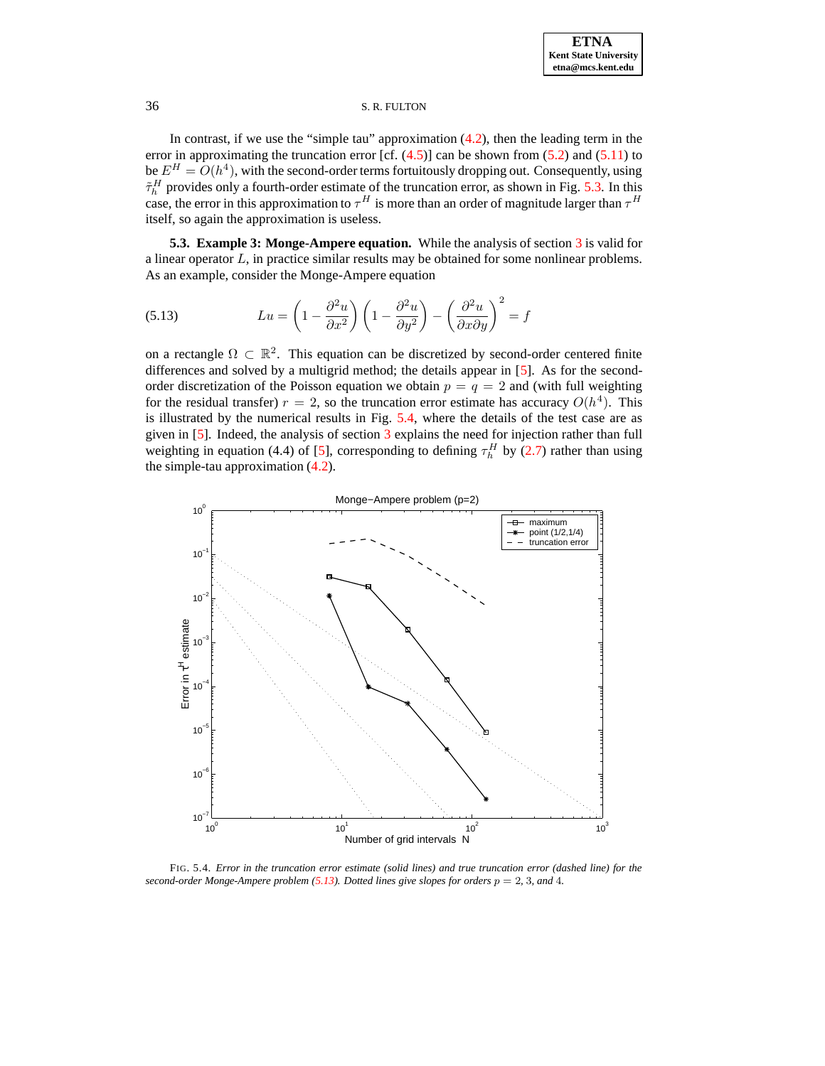In contrast, if we use the "simple tau" approximation (4.2), then the leading term in the error in approximating the truncation error [cf. (4.5)] can be shown from (5.2) and (5.11) to be $E^H = O(h^4)$, with the second-order terms fortuitously dropping out. Consequently, using $\tilde{\tau}_h^H$ provides only a fourth-order estimate of the truncation error, as shown in Fig. 5.3. In this case, the error in this approximation to $\tau^H$ is more than an order of magnitude larger than $\tau^H$ itself, so again the approximation is useless.

**5.3. Example 3: Monge-Ampere equation.** While the analysis of section 3 is valid for a linear operator $L$, in practice similar results may be obtained for some nonlinear problems. As an example, consider the Monge-Ampere equation

$$Lu = \left(1 - \frac{\partial^2 u}{\partial x^2}\right)\left(1 - \frac{\partial^2 u}{\partial y^2}\right) - \left(\frac{\partial^2 u}{\partial x \partial y}\right)^2 = f \tag{5.13}$$

on a rectangle $\Omega \subset \mathbb{R}^2$. This equation can be discretized by second-order centered finite differences and solved by a multigrid method; the details appear in [5]. As for the second-order discretization of the Poisson equation we obtain $p = q = 2$ and (with full weighting for the residual transfer) $r = 2$, so the truncation error estimate has accuracy $O(h^4)$. This is illustrated by the numerical results in Fig. 5.4, where the details of the test case are as given in [5]. Indeed, the analysis of section 3 explains the need for injection rather than full weighting in equation (4.4) of [5], corresponding to defining $\tau_h^H$ by (2.7) rather than using the simple-tau approximation (4.2).

FIG. 5.4. *Error in the truncation error estimate (solid lines) and true truncation error (dashed line) for the second-order Monge-Ampere problem (5.13). Dotted lines give slopes for orders $p = 2, 3,$ and $4$.*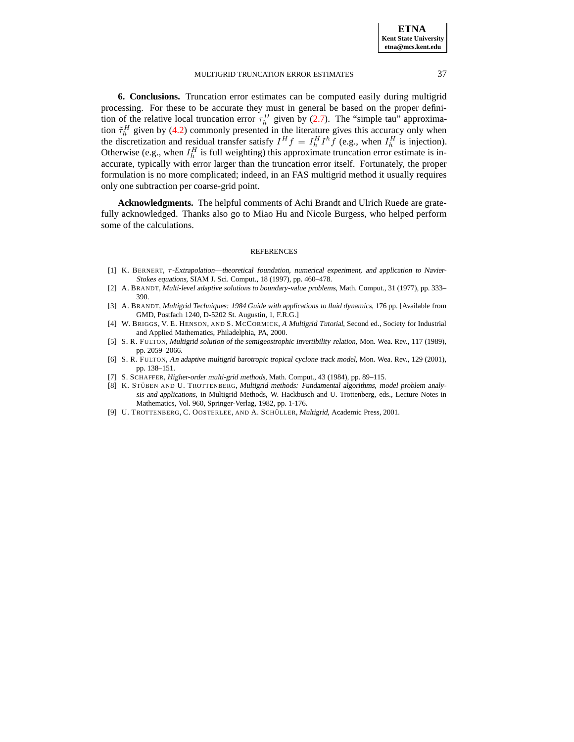**6. Conclusions.** Truncation error estimates can be computed easily during multigrid processing. For these to be accurate they must in general be based on the proper definition of the relative local truncation error $\tau_h^H$ given by (2.7). The "simple tau" approximation $\tilde{\tau}_h^H$ given by (4.2) commonly presented in the literature gives this accuracy only when the discretization and residual transfer satisfy $I^H f = I_h^H I^h f$ (e.g., when $I_h^H$ is injection). Otherwise (e.g., when $I_h^H$ is full weighting) this approximate truncation error estimate is inaccurate, typically with error larger than the truncation error itself. Fortunately, the proper formulation is no more complicated; indeed, in an FAS multigrid method it usually requires only one subtraction per coarse-grid point.

**Acknowledgments.** The helpful comments of Achi Brandt and Ulrich Ruede are gratefully acknowledged. Thanks also go to Miao Hu and Nicole Burgess, who helped perform some of the calculations.

## REFERENCES

[1] K. BERNERT, *$\tau$-Extrapolation—theoretical foundation, numerical experiment, and application to Navier-Stokes equations*, SIAM J. Sci. Comput., 18 (1997), pp. 460–478.

[2] A. BRANDT, *Multi-level adaptive solutions to boundary-value problems*, Math. Comput., 31 (1977), pp. 333–390.

[3] A. BRANDT, *Multigrid Techniques: 1984 Guide with applications to fluid dynamics*, 176 pp. [Available from GMD, Postfach 1240, D-5202 St. Augustin, 1, F.R.G.]

[4] W. BRIGGS, V. E. HENSON, AND S. MCCORMICK, *A Multigrid Tutorial*, Second ed., Society for Industrial and Applied Mathematics, Philadelphia, PA, 2000.

[5] S. R. FULTON, *Multigrid solution of the semigeostrophic invertibility relation*, Mon. Wea. Rev., 117 (1989), pp. 2059–2066.

[6] S. R. FULTON, *An adaptive multigrid barotropic tropical cyclone track model*, Mon. Wea. Rev., 129 (2001), pp. 138–151.

[7] S. SCHAFFER, *Higher-order multi-grid methods*, Math. Comput., 43 (1984), pp. 89–115.

[8] K. STÜBEN AND U. TROTTENBERG, *Multigrid methods: Fundamental algorithms, model problem analysis and applications*, in Multigrid Methods, W. Hackbusch and U. Trottenberg, eds., Lecture Notes in Mathematics, Vol. 960, Springer-Verlag, 1982, pp. 1-176.

[9] U. TROTTENBERG, C. OOSTERLEE, AND A. SCHÜLLER, *Multigrid*, Academic Press, 2001.